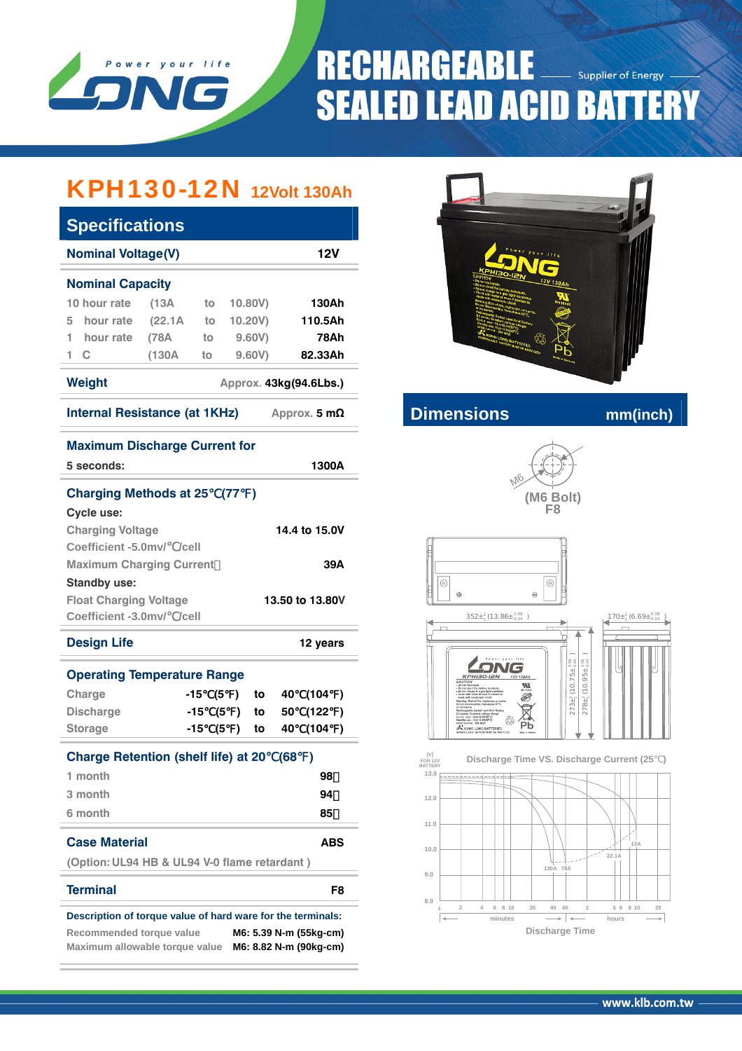# RECHARGEABLE SEALED LEAD ACID BATTERY

Power your life — LONG — Supplier of Energy

## KPH130-12N 12Volt 130Ah

## Specifications

| Specification | Value |
|---|---|
| **Nominal Voltage(V)** | 12V |

**Nominal Capacity**

| | | | | |
|---|---|---|---|---|
| 10 hour rate | (13A | to | 10.80V) | 130Ah |
| 5 hour rate | (22.1A | to | 10.20V) | 110.5Ah |
| 1 hour rate | (78A | to | 9.60V) | 78Ah |
| 1 C | (130A | to | 9.60V) | 82.33Ah |

**Weight** — Approx. 43kg(94.6Lbs.)

**Internal Resistance (at 1KHz)** — Approx. 5 mΩ

**Maximum Discharge Current for**
5 seconds: 1300A

**Charging Methods at 25℃(77℉)**

Cycle use:

- Charging Voltage: 14.4 to 15.0V
- Coefficient -5.0mv/℃/cell
- Maximum Charging Current: 39A

Standby use:

- Float Charging Voltage: 13.50 to 13.80V
- Coefficient -3.0mv/℃/cell

**Design Life** — 12 years

**Operating Temperature Range**

| | | | |
|---|---|---|---|
| Charge | -15℃(5℉) | to | 40℃(104℉) |
| Discharge | -15℃(5℉) | to | 50℃(122℉) |
| Storage | -15℃(5℉) | to | 40℃(104℉) |

**Charge Retention (shelf life) at 20℃(68℉)**

| | |
|---|---|
| 1 month | 98% |
| 3 month | 94% |
| 6 month | 85% |

**Case Material** — ABS
(Option: UL94 HB & UL94 V-0 flame retardant )

**Terminal** — F8

**Description of torque value of hard ware for the terminals:**

| | |
|---|---|
| Recommended torque value | M6: 5.39 N-m (55kg-cm) |
| Maximum allowable torque value | M6: 8.82 N-m (90kg-cm) |

## Dimensions mm(inch)

(M6 Bolt) F8

352±1 (13.86±0.04)
170±1 (6.69±0.04)
273±1 (10.75±0.04)
278±1 (10.95±0.04)

**Discharge Time VS. Discharge Current (25℃)**

(V) FOR 12V BATTERY — 130A, 78A, 22.1A, 13A — minutes / hours — Discharge Time

www.klb.com.tw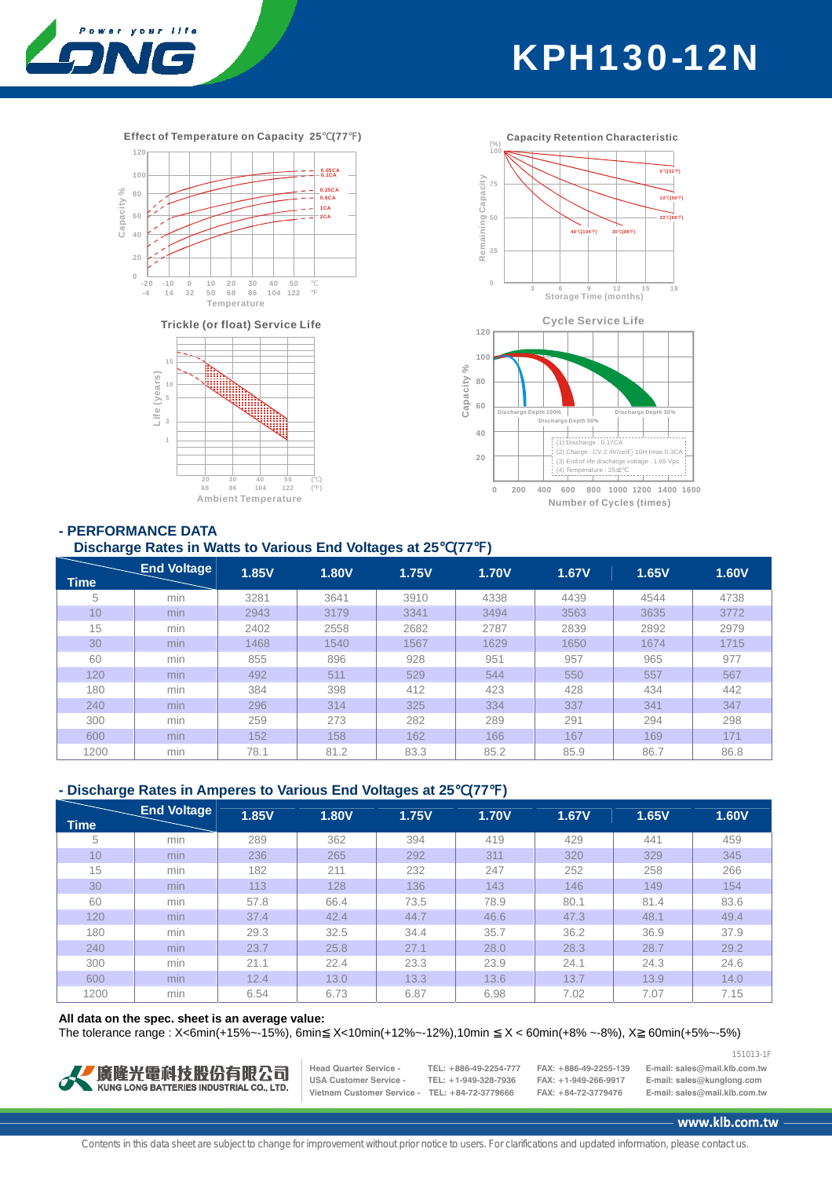# KPH130-12N

Effect of Temperature on Capacity 25℃(77℉)

Capacity %

120
100
80
60
40
20
0

0.05CA
0.1CA
0.25CA
0.6CA
1CA
2CA

-20 -10 0 10 20 30 40 50 ℃
-4 14 32 50 68 86 104 122 ℉

Temperature

Capacity Retention Characteristic

(%)
100
75
50
25
0

Remaining Capacity

0℃(32℉)
10℃(50℉)
20℃(68℉)
40℃(104℉)
30℃(86℉)

3 6 9 12 15 18

Storage Time (months)

Trickle (or float) Service Life

Life (years)

15
10
5
3
1

20 30 40 50 (℃)
68 86 104 122 (℉)

Ambient Temperature

Cycle Service Life

Capacity %

120
100
80
60
40
20

Discharge Depth 100%
Discharge Depth 50%
Discharge Depth 30%

(1) Discharge : 0.17CA
(2) Charge : CV 2.4V/cell 16H Imax 0.3CA
(3) End of life discharge voltage : 1.65 Vpc
(4) Temperature : 25±2℃

0 200 400 600 800 1000 1200 1400 1600

Number of Cycles (times)

## - PERFORMANCE DATA

### Discharge Rates in Watts to Various End Voltages at 25℃(77℉)

| Time | End Voltage | 1.85V | 1.80V | 1.75V | 1.70V | 1.67V | 1.65V | 1.60V |
|---|---|---|---|---|---|---|---|---|
| 5 | min | 3281 | 3641 | 3910 | 4338 | 4439 | 4544 | 4738 |
| 10 | min | 2943 | 3179 | 3341 | 3494 | 3563 | 3635 | 3772 |
| 15 | min | 2402 | 2558 | 2682 | 2787 | 2839 | 2892 | 2979 |
| 30 | min | 1468 | 1540 | 1567 | 1629 | 1650 | 1674 | 1715 |
| 60 | min | 855 | 896 | 928 | 951 | 957 | 965 | 977 |
| 120 | min | 492 | 511 | 529 | 544 | 550 | 557 | 567 |
| 180 | min | 384 | 398 | 412 | 423 | 428 | 434 | 442 |
| 240 | min | 296 | 314 | 325 | 334 | 337 | 341 | 347 |
| 300 | min | 259 | 273 | 282 | 289 | 291 | 294 | 298 |
| 600 | min | 152 | 158 | 162 | 166 | 167 | 169 | 171 |
| 1200 | min | 78.1 | 81.2 | 83.3 | 85.2 | 85.9 | 86.7 | 86.8 |

### - Discharge Rates in Amperes to Various End Voltages at 25℃(77℉)

| Time | End Voltage | 1.85V | 1.80V | 1.75V | 1.70V | 1.67V | 1.65V | 1.60V |
|---|---|---|---|---|---|---|---|---|
| 5 | min | 289 | 362 | 394 | 419 | 429 | 441 | 459 |
| 10 | min | 236 | 265 | 292 | 311 | 320 | 329 | 345 |
| 15 | min | 182 | 211 | 232 | 247 | 252 | 258 | 266 |
| 30 | min | 113 | 128 | 136 | 143 | 146 | 149 | 154 |
| 60 | min | 57.8 | 66.4 | 73.5 | 78.9 | 80.1 | 81.4 | 83.6 |
| 120 | min | 37.4 | 42.4 | 44.7 | 46.6 | 47.3 | 48.1 | 49.4 |
| 180 | min | 29.3 | 32.5 | 34.4 | 35.7 | 36.2 | 36.9 | 37.9 |
| 240 | min | 23.7 | 25.8 | 27.1 | 28.0 | 28.3 | 28.7 | 29.2 |
| 300 | min | 21.1 | 22.4 | 23.3 | 23.9 | 24.1 | 24.3 | 24.6 |
| 600 | min | 12.4 | 13.0 | 13.3 | 13.6 | 13.7 | 13.9 | 14.0 |
| 1200 | min | 6.54 | 6.73 | 6.87 | 6.98 | 7.02 | 7.07 | 7.15 |

**All data on the spec. sheet is an average value:**

The tolerance range : X<6min(+15%~-15%), 6min≦X<10min(+12%~-12%),10min ≦ X < 60min(+8% ~-8%), X≧60min(+5%~-5%)

151013-1F

廣隆光電科技股份有限公司
KUNG LONG BATTERIES INDUSTRIAL CO., LTD.

| | | | |
|---|---|---|---|
| Head Quarter Service - | TEL: +886-49-2254-777 | FAX: +886-49-2255-139 | E-mail: sales@mail.klb.com.tw |
| USA Customer Service - | TEL: +1-949-328-7936 | FAX: +1-949-266-9917 | E-mail: sales@kunglong.com |
| Vietnam Customer Service - | TEL: +84-72-3779666 | FAX: +84-72-3779476 | E-mail: sales@mail.klb.com.tw |

www.klb.com.tw

Contents in this data sheet are subject to change for improvement without prior notice to users. For clarifications and updated information, please contact us.